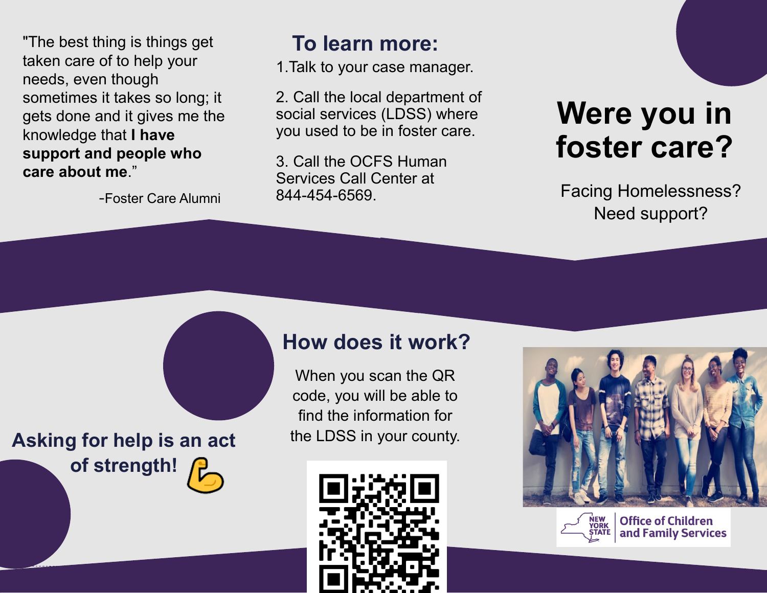# Were you in foster care?

Facing Homelessness?
Need support?

"The best thing is things get taken care of to help your needs, even though sometimes it takes so long; it gets done and it gives me the knowledge that **I have support and people who care about me**."

-Foster Care Alumni

## To learn more:

1. Talk to your case manager.

2. Call the local department of social services (LDSS) where you used to be in foster care.

3. Call the OCFS Human Services Call Center at 844-454-6569.

## Asking for help is an act of strength! 💪

## How does it work?

When you scan the QR code, you will be able to find the information for the LDSS in your county.

NEW YORK STATE | Office of Children and Family Services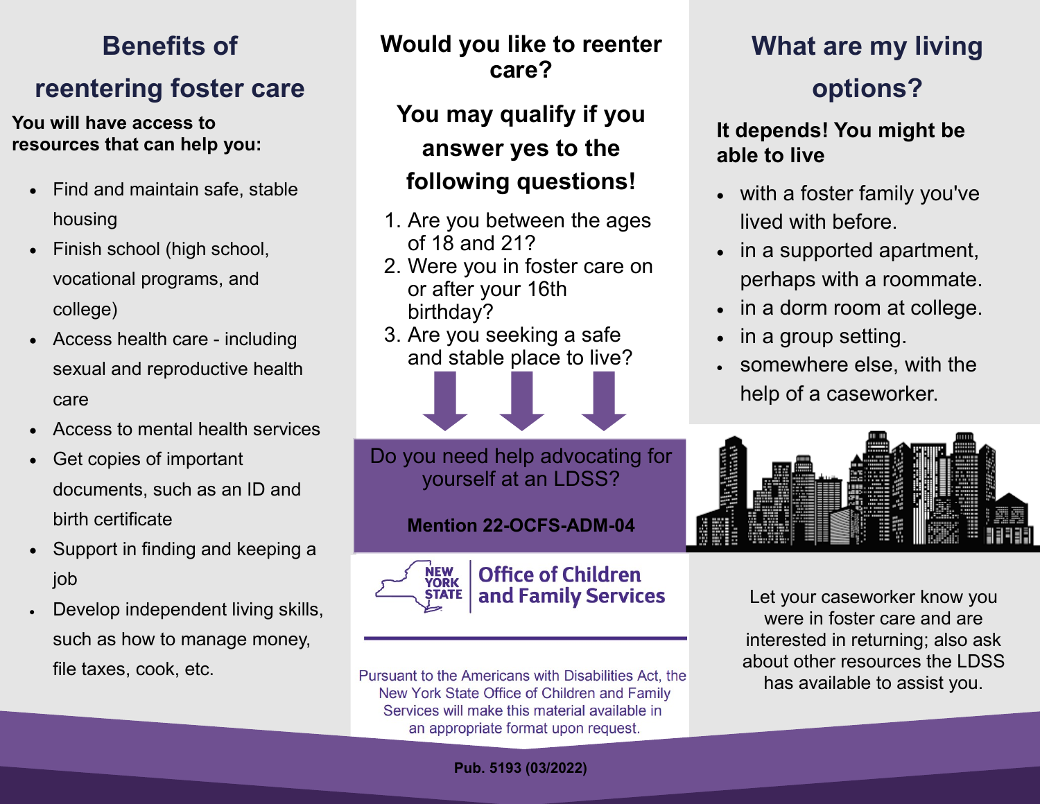## Benefits of reentering foster care

**You will have access to resources that can help you:**

- Find and maintain safe, stable housing
- Finish school (high school, vocational programs, and college)
- Access health care - including sexual and reproductive health care
- Access to mental health services
- Get copies of important documents, such as an ID and birth certificate
- Support in finding and keeping a job
- Develop independent living skills, such as how to manage money, file taxes, cook, etc.

## Would you like to reenter care?

### You may qualify if you answer yes to the following questions!

1. Are you between the ages of 18 and 21?
2. Were you in foster care on or after your 16th birthday?
3. Are you seeking a safe and stable place to live?

Do you need help advocating for yourself at an LDSS?

**Mention 22-OCFS-ADM-04**

NEW YORK STATE | Office of Children and Family Services

Pursuant to the Americans with Disabilities Act, the New York State Office of Children and Family Services will make this material available in an appropriate format upon request.

## What are my living options?

**It depends! You might be able to live**

- with a foster family you've lived with before.
- in a supported apartment, perhaps with a roommate.
- in a dorm room at college.
- in a group setting.
- somewhere else, with the help of a caseworker.

Let your caseworker know you were in foster care and are interested in returning; also ask about other resources the LDSS has available to assist you.

**Pub. 5193 (03/2022)**